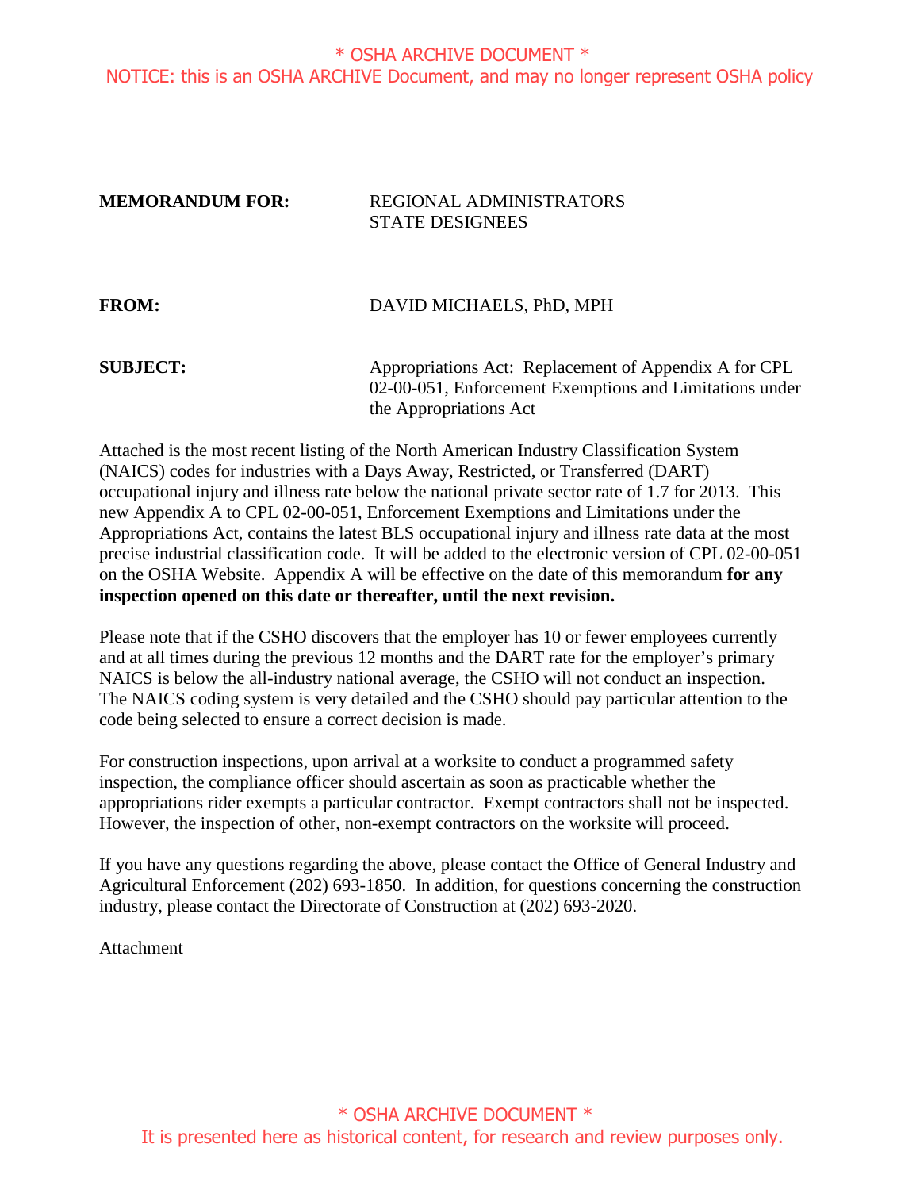**MEMORANDUM FOR:** REGIONAL ADMINISTRATORS
STATE DESIGNEES

**FROM:** DAVID MICHAELS, PhD, MPH

**SUBJECT:** Appropriations Act: Replacement of Appendix A for CPL 02-00-051, Enforcement Exemptions and Limitations under the Appropriations Act

Attached is the most recent listing of the North American Industry Classification System (NAICS) codes for industries with a Days Away, Restricted, or Transferred (DART) occupational injury and illness rate below the national private sector rate of 1.7 for 2013. This new Appendix A to CPL 02-00-051, Enforcement Exemptions and Limitations under the Appropriations Act, contains the latest BLS occupational injury and illness rate data at the most precise industrial classification code. It will be added to the electronic version of CPL 02-00-051 on the OSHA Website. Appendix A will be effective on the date of this memorandum **for any inspection opened on this date or thereafter, until the next revision.**

Please note that if the CSHO discovers that the employer has 10 or fewer employees currently and at all times during the previous 12 months and the DART rate for the employer's primary NAICS is below the all-industry national average, the CSHO will not conduct an inspection. The NAICS coding system is very detailed and the CSHO should pay particular attention to the code being selected to ensure a correct decision is made.

For construction inspections, upon arrival at a worksite to conduct a programmed safety inspection, the compliance officer should ascertain as soon as practicable whether the appropriations rider exempts a particular contractor. Exempt contractors shall not be inspected. However, the inspection of other, non-exempt contractors on the worksite will proceed.

If you have any questions regarding the above, please contact the Office of General Industry and Agricultural Enforcement (202) 693-1850. In addition, for questions concerning the construction industry, please contact the Directorate of Construction at (202) 693-2020.

Attachment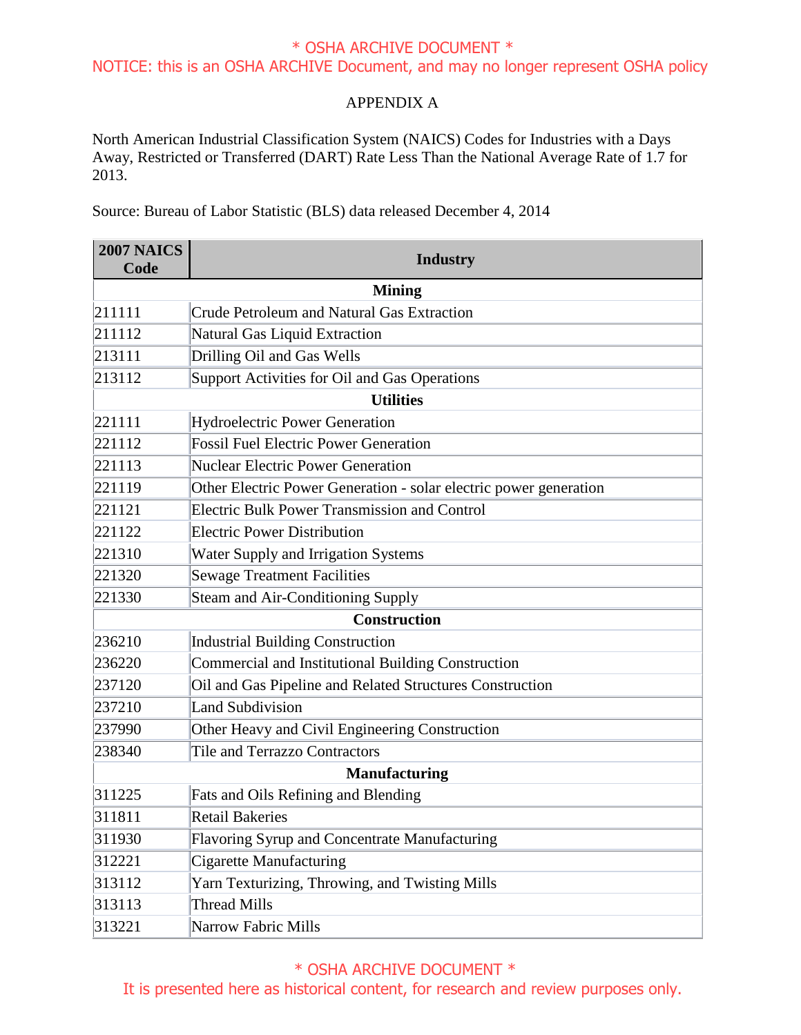APPENDIX A

North American Industrial Classification System (NAICS) Codes for Industries with a Days Away, Restricted or Transferred (DART) Rate Less Than the National Average Rate of 1.7 for 2013.

Source: Bureau of Labor Statistic (BLS) data released December 4, 2014

| 2007 NAICS Code | Industry |
|---|---|
| | **Mining** |
| 211111 | Crude Petroleum and Natural Gas Extraction |
| 211112 | Natural Gas Liquid Extraction |
| 213111 | Drilling Oil and Gas Wells |
| 213112 | Support Activities for Oil and Gas Operations |
| | **Utilities** |
| 221111 | Hydroelectric Power Generation |
| 221112 | Fossil Fuel Electric Power Generation |
| 221113 | Nuclear Electric Power Generation |
| 221119 | Other Electric Power Generation - solar electric power generation |
| 221121 | Electric Bulk Power Transmission and Control |
| 221122 | Electric Power Distribution |
| 221310 | Water Supply and Irrigation Systems |
| 221320 | Sewage Treatment Facilities |
| 221330 | Steam and Air-Conditioning Supply |
| | **Construction** |
| 236210 | Industrial Building Construction |
| 236220 | Commercial and Institutional Building Construction |
| 237120 | Oil and Gas Pipeline and Related Structures Construction |
| 237210 | Land Subdivision |
| 237990 | Other Heavy and Civil Engineering Construction |
| 238340 | Tile and Terrazzo Contractors |
| | **Manufacturing** |
| 311225 | Fats and Oils Refining and Blending |
| 311811 | Retail Bakeries |
| 311930 | Flavoring Syrup and Concentrate Manufacturing |
| 312221 | Cigarette Manufacturing |
| 313112 | Yarn Texturizing, Throwing, and Twisting Mills |
| 313113 | Thread Mills |
| 313221 | Narrow Fabric Mills |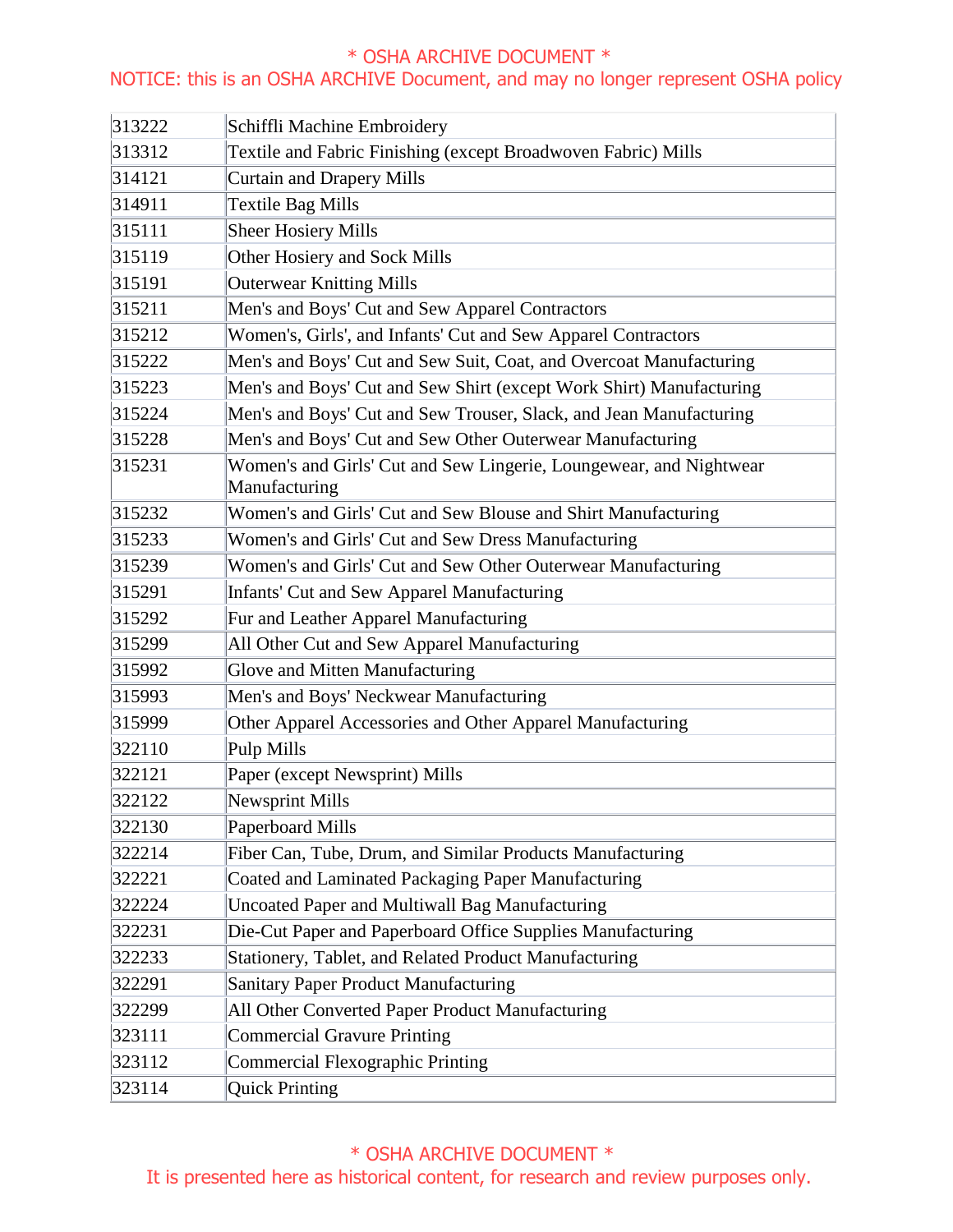| 313222 | Schiffli Machine Embroidery |
|---|---|
| 313312 | Textile and Fabric Finishing (except Broadwoven Fabric) Mills |
| 314121 | Curtain and Drapery Mills |
| 314911 | Textile Bag Mills |
| 315111 | Sheer Hosiery Mills |
| 315119 | Other Hosiery and Sock Mills |
| 315191 | Outerwear Knitting Mills |
| 315211 | Men's and Boys' Cut and Sew Apparel Contractors |
| 315212 | Women's, Girls', and Infants' Cut and Sew Apparel Contractors |
| 315222 | Men's and Boys' Cut and Sew Suit, Coat, and Overcoat Manufacturing |
| 315223 | Men's and Boys' Cut and Sew Shirt (except Work Shirt) Manufacturing |
| 315224 | Men's and Boys' Cut and Sew Trouser, Slack, and Jean Manufacturing |
| 315228 | Men's and Boys' Cut and Sew Other Outerwear Manufacturing |
| 315231 | Women's and Girls' Cut and Sew Lingerie, Loungewear, and Nightwear Manufacturing |
| 315232 | Women's and Girls' Cut and Sew Blouse and Shirt Manufacturing |
| 315233 | Women's and Girls' Cut and Sew Dress Manufacturing |
| 315239 | Women's and Girls' Cut and Sew Other Outerwear Manufacturing |
| 315291 | Infants' Cut and Sew Apparel Manufacturing |
| 315292 | Fur and Leather Apparel Manufacturing |
| 315299 | All Other Cut and Sew Apparel Manufacturing |
| 315992 | Glove and Mitten Manufacturing |
| 315993 | Men's and Boys' Neckwear Manufacturing |
| 315999 | Other Apparel Accessories and Other Apparel Manufacturing |
| 322110 | Pulp Mills |
| 322121 | Paper (except Newsprint) Mills |
| 322122 | Newsprint Mills |
| 322130 | Paperboard Mills |
| 322214 | Fiber Can, Tube, Drum, and Similar Products Manufacturing |
| 322221 | Coated and Laminated Packaging Paper Manufacturing |
| 322224 | Uncoated Paper and Multiwall Bag Manufacturing |
| 322231 | Die-Cut Paper and Paperboard Office Supplies Manufacturing |
| 322233 | Stationery, Tablet, and Related Product Manufacturing |
| 322291 | Sanitary Paper Product Manufacturing |
| 322299 | All Other Converted Paper Product Manufacturing |
| 323111 | Commercial Gravure Printing |
| 323112 | Commercial Flexographic Printing |
| 323114 | Quick Printing |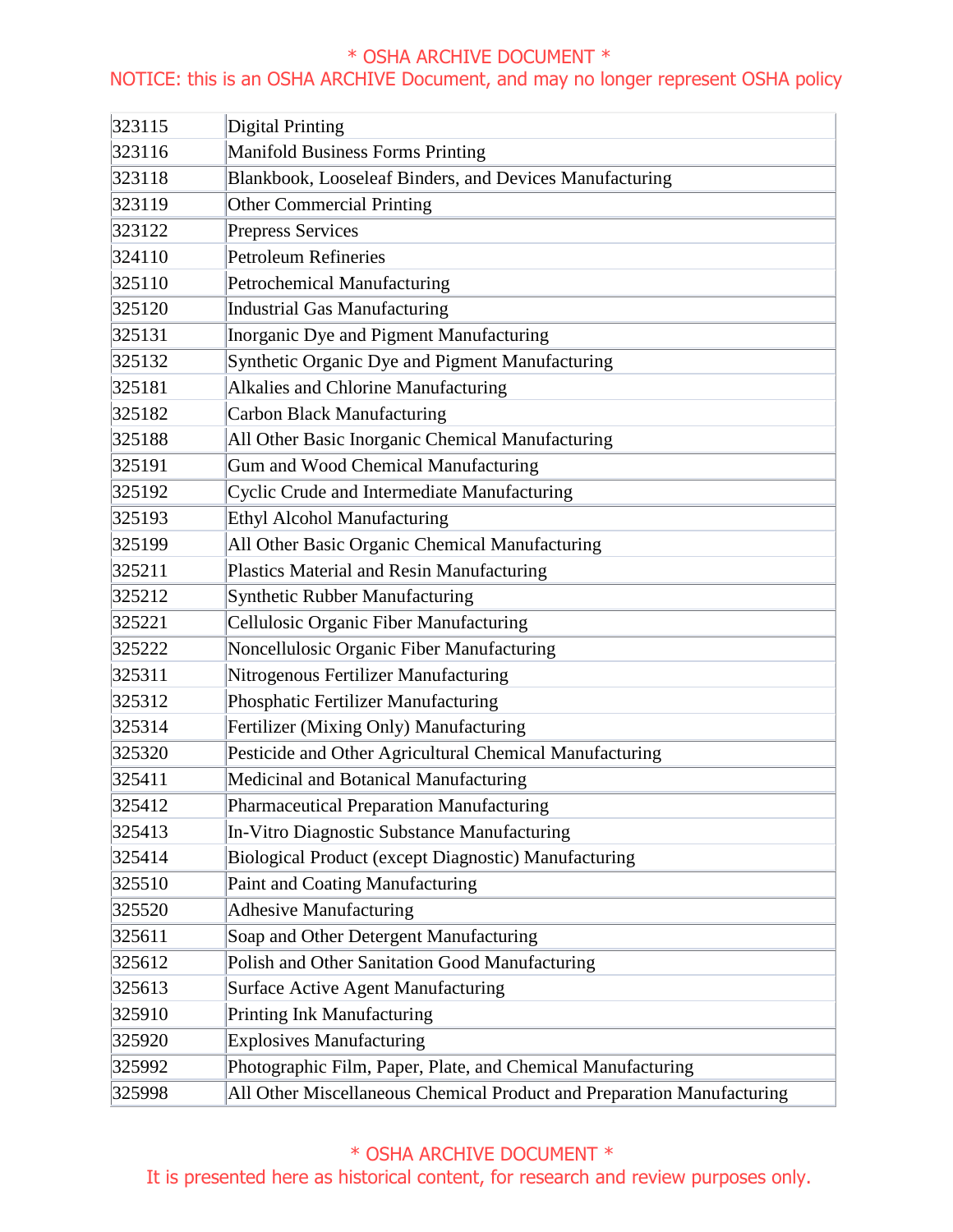| 323115 | Digital Printing |
|---|---|
| 323116 | Manifold Business Forms Printing |
| 323118 | Blankbook, Looseleaf Binders, and Devices Manufacturing |
| 323119 | Other Commercial Printing |
| 323122 | Prepress Services |
| 324110 | Petroleum Refineries |
| 325110 | Petrochemical Manufacturing |
| 325120 | Industrial Gas Manufacturing |
| 325131 | Inorganic Dye and Pigment Manufacturing |
| 325132 | Synthetic Organic Dye and Pigment Manufacturing |
| 325181 | Alkalies and Chlorine Manufacturing |
| 325182 | Carbon Black Manufacturing |
| 325188 | All Other Basic Inorganic Chemical Manufacturing |
| 325191 | Gum and Wood Chemical Manufacturing |
| 325192 | Cyclic Crude and Intermediate Manufacturing |
| 325193 | Ethyl Alcohol Manufacturing |
| 325199 | All Other Basic Organic Chemical Manufacturing |
| 325211 | Plastics Material and Resin Manufacturing |
| 325212 | Synthetic Rubber Manufacturing |
| 325221 | Cellulosic Organic Fiber Manufacturing |
| 325222 | Noncellulosic Organic Fiber Manufacturing |
| 325311 | Nitrogenous Fertilizer Manufacturing |
| 325312 | Phosphatic Fertilizer Manufacturing |
| 325314 | Fertilizer (Mixing Only) Manufacturing |
| 325320 | Pesticide and Other Agricultural Chemical Manufacturing |
| 325411 | Medicinal and Botanical Manufacturing |
| 325412 | Pharmaceutical Preparation Manufacturing |
| 325413 | In-Vitro Diagnostic Substance Manufacturing |
| 325414 | Biological Product (except Diagnostic) Manufacturing |
| 325510 | Paint and Coating Manufacturing |
| 325520 | Adhesive Manufacturing |
| 325611 | Soap and Other Detergent Manufacturing |
| 325612 | Polish and Other Sanitation Good Manufacturing |
| 325613 | Surface Active Agent Manufacturing |
| 325910 | Printing Ink Manufacturing |
| 325920 | Explosives Manufacturing |
| 325992 | Photographic Film, Paper, Plate, and Chemical Manufacturing |
| 325998 | All Other Miscellaneous Chemical Product and Preparation Manufacturing |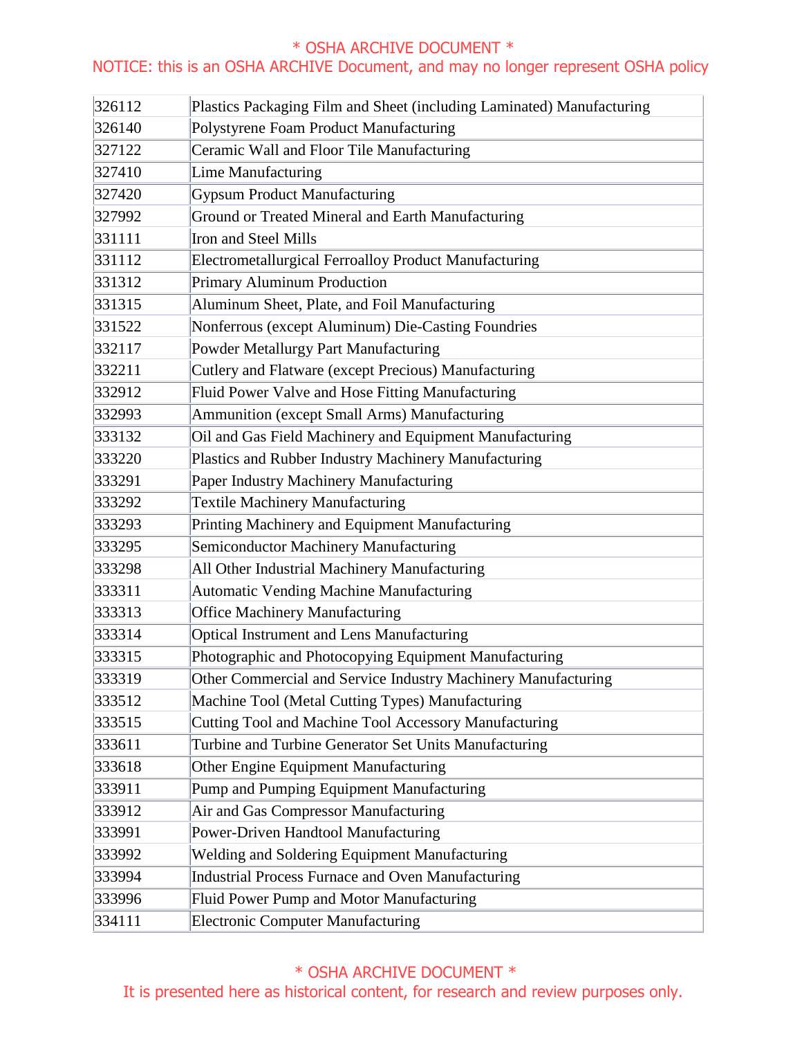| | |
|---|---|
| 326112 | Plastics Packaging Film and Sheet (including Laminated) Manufacturing |
| 326140 | Polystyrene Foam Product Manufacturing |
| 327122 | Ceramic Wall and Floor Tile Manufacturing |
| 327410 | Lime Manufacturing |
| 327420 | Gypsum Product Manufacturing |
| 327992 | Ground or Treated Mineral and Earth Manufacturing |
| 331111 | Iron and Steel Mills |
| 331112 | Electrometallurgical Ferroalloy Product Manufacturing |
| 331312 | Primary Aluminum Production |
| 331315 | Aluminum Sheet, Plate, and Foil Manufacturing |
| 331522 | Nonferrous (except Aluminum) Die-Casting Foundries |
| 332117 | Powder Metallurgy Part Manufacturing |
| 332211 | Cutlery and Flatware (except Precious) Manufacturing |
| 332912 | Fluid Power Valve and Hose Fitting Manufacturing |
| 332993 | Ammunition (except Small Arms) Manufacturing |
| 333132 | Oil and Gas Field Machinery and Equipment Manufacturing |
| 333220 | Plastics and Rubber Industry Machinery Manufacturing |
| 333291 | Paper Industry Machinery Manufacturing |
| 333292 | Textile Machinery Manufacturing |
| 333293 | Printing Machinery and Equipment Manufacturing |
| 333295 | Semiconductor Machinery Manufacturing |
| 333298 | All Other Industrial Machinery Manufacturing |
| 333311 | Automatic Vending Machine Manufacturing |
| 333313 | Office Machinery Manufacturing |
| 333314 | Optical Instrument and Lens Manufacturing |
| 333315 | Photographic and Photocopying Equipment Manufacturing |
| 333319 | Other Commercial and Service Industry Machinery Manufacturing |
| 333512 | Machine Tool (Metal Cutting Types) Manufacturing |
| 333515 | Cutting Tool and Machine Tool Accessory Manufacturing |
| 333611 | Turbine and Turbine Generator Set Units Manufacturing |
| 333618 | Other Engine Equipment Manufacturing |
| 333911 | Pump and Pumping Equipment Manufacturing |
| 333912 | Air and Gas Compressor Manufacturing |
| 333991 | Power-Driven Handtool Manufacturing |
| 333992 | Welding and Soldering Equipment Manufacturing |
| 333994 | Industrial Process Furnace and Oven Manufacturing |
| 333996 | Fluid Power Pump and Motor Manufacturing |
| 334111 | Electronic Computer Manufacturing |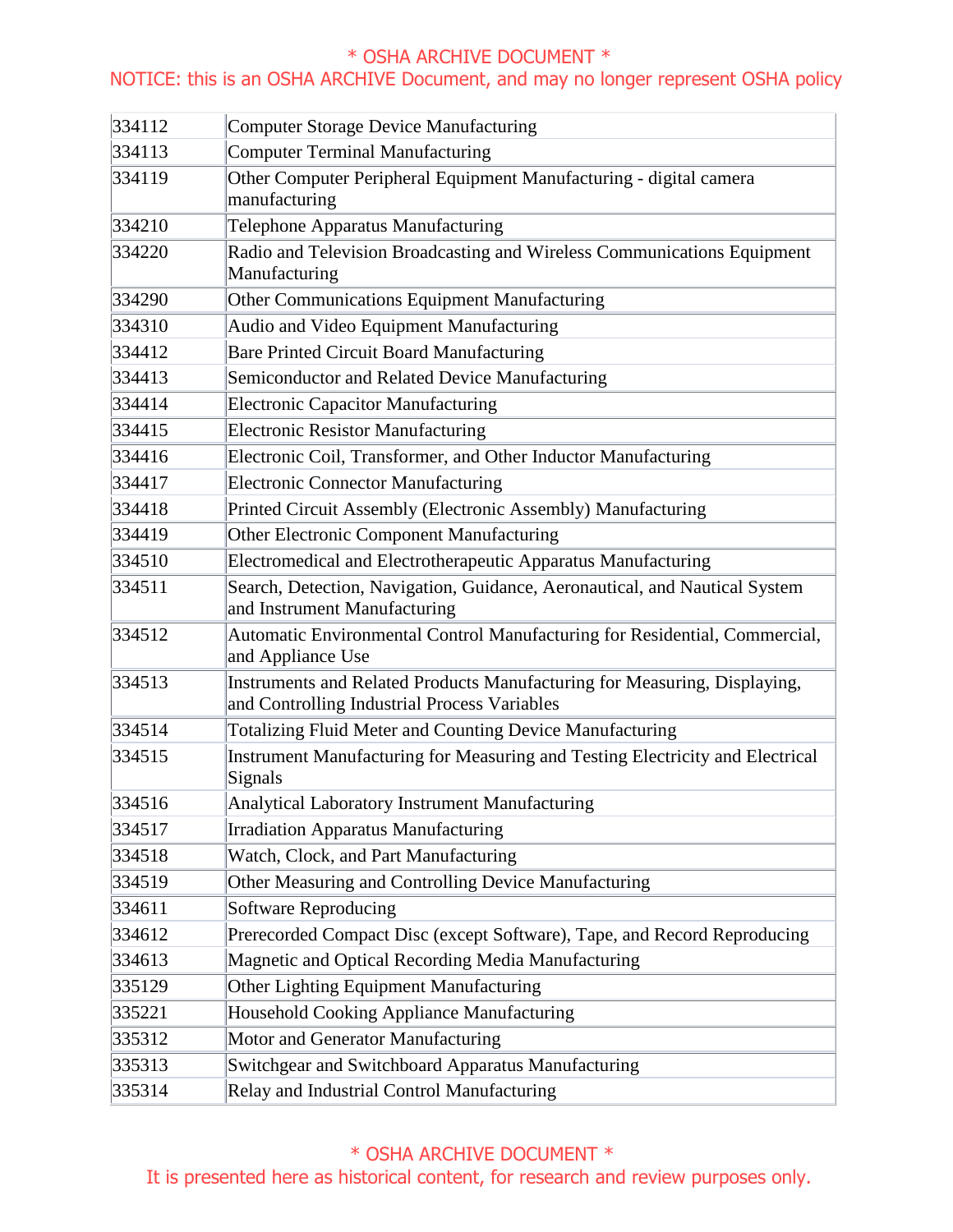| 334112 | Computer Storage Device Manufacturing |
|---|---|
| 334113 | Computer Terminal Manufacturing |
| 334119 | Other Computer Peripheral Equipment Manufacturing - digital camera manufacturing |
| 334210 | Telephone Apparatus Manufacturing |
| 334220 | Radio and Television Broadcasting and Wireless Communications Equipment Manufacturing |
| 334290 | Other Communications Equipment Manufacturing |
| 334310 | Audio and Video Equipment Manufacturing |
| 334412 | Bare Printed Circuit Board Manufacturing |
| 334413 | Semiconductor and Related Device Manufacturing |
| 334414 | Electronic Capacitor Manufacturing |
| 334415 | Electronic Resistor Manufacturing |
| 334416 | Electronic Coil, Transformer, and Other Inductor Manufacturing |
| 334417 | Electronic Connector Manufacturing |
| 334418 | Printed Circuit Assembly (Electronic Assembly) Manufacturing |
| 334419 | Other Electronic Component Manufacturing |
| 334510 | Electromedical and Electrotherapeutic Apparatus Manufacturing |
| 334511 | Search, Detection, Navigation, Guidance, Aeronautical, and Nautical System and Instrument Manufacturing |
| 334512 | Automatic Environmental Control Manufacturing for Residential, Commercial, and Appliance Use |
| 334513 | Instruments and Related Products Manufacturing for Measuring, Displaying, and Controlling Industrial Process Variables |
| 334514 | Totalizing Fluid Meter and Counting Device Manufacturing |
| 334515 | Instrument Manufacturing for Measuring and Testing Electricity and Electrical Signals |
| 334516 | Analytical Laboratory Instrument Manufacturing |
| 334517 | Irradiation Apparatus Manufacturing |
| 334518 | Watch, Clock, and Part Manufacturing |
| 334519 | Other Measuring and Controlling Device Manufacturing |
| 334611 | Software Reproducing |
| 334612 | Prerecorded Compact Disc (except Software), Tape, and Record Reproducing |
| 334613 | Magnetic and Optical Recording Media Manufacturing |
| 335129 | Other Lighting Equipment Manufacturing |
| 335221 | Household Cooking Appliance Manufacturing |
| 335312 | Motor and Generator Manufacturing |
| 335313 | Switchgear and Switchboard Apparatus Manufacturing |
| 335314 | Relay and Industrial Control Manufacturing |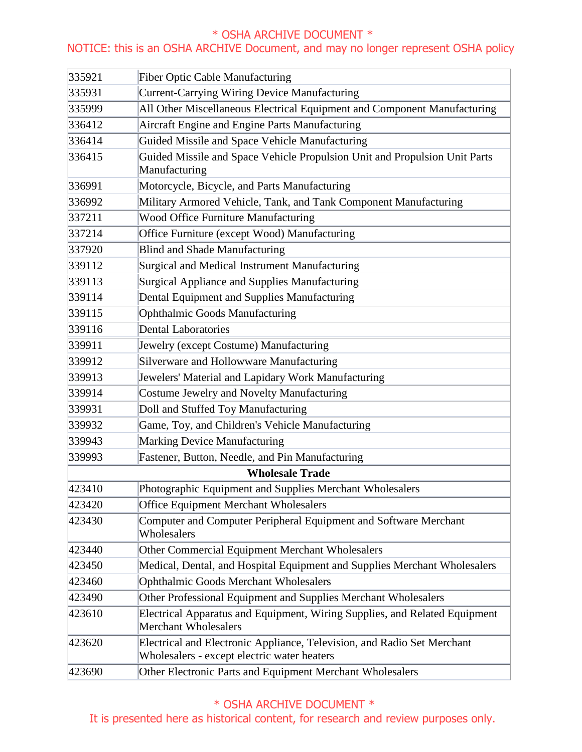| | |
|---|---|
| 335921 | Fiber Optic Cable Manufacturing |
| 335931 | Current-Carrying Wiring Device Manufacturing |
| 335999 | All Other Miscellaneous Electrical Equipment and Component Manufacturing |
| 336412 | Aircraft Engine and Engine Parts Manufacturing |
| 336414 | Guided Missile and Space Vehicle Manufacturing |
| 336415 | Guided Missile and Space Vehicle Propulsion Unit and Propulsion Unit Parts Manufacturing |
| 336991 | Motorcycle, Bicycle, and Parts Manufacturing |
| 336992 | Military Armored Vehicle, Tank, and Tank Component Manufacturing |
| 337211 | Wood Office Furniture Manufacturing |
| 337214 | Office Furniture (except Wood) Manufacturing |
| 337920 | Blind and Shade Manufacturing |
| 339112 | Surgical and Medical Instrument Manufacturing |
| 339113 | Surgical Appliance and Supplies Manufacturing |
| 339114 | Dental Equipment and Supplies Manufacturing |
| 339115 | Ophthalmic Goods Manufacturing |
| 339116 | Dental Laboratories |
| 339911 | Jewelry (except Costume) Manufacturing |
| 339912 | Silverware and Hollowware Manufacturing |
| 339913 | Jewelers' Material and Lapidary Work Manufacturing |
| 339914 | Costume Jewelry and Novelty Manufacturing |
| 339931 | Doll and Stuffed Toy Manufacturing |
| 339932 | Game, Toy, and Children's Vehicle Manufacturing |
| 339943 | Marking Device Manufacturing |
| 339993 | Fastener, Button, Needle, and Pin Manufacturing |
| **Wholesale Trade** | |
| 423410 | Photographic Equipment and Supplies Merchant Wholesalers |
| 423420 | Office Equipment Merchant Wholesalers |
| 423430 | Computer and Computer Peripheral Equipment and Software Merchant Wholesalers |
| 423440 | Other Commercial Equipment Merchant Wholesalers |
| 423450 | Medical, Dental, and Hospital Equipment and Supplies Merchant Wholesalers |
| 423460 | Ophthalmic Goods Merchant Wholesalers |
| 423490 | Other Professional Equipment and Supplies Merchant Wholesalers |
| 423610 | Electrical Apparatus and Equipment, Wiring Supplies, and Related Equipment Merchant Wholesalers |
| 423620 | Electrical and Electronic Appliance, Television, and Radio Set Merchant Wholesalers - except electric water heaters |
| 423690 | Other Electronic Parts and Equipment Merchant Wholesalers |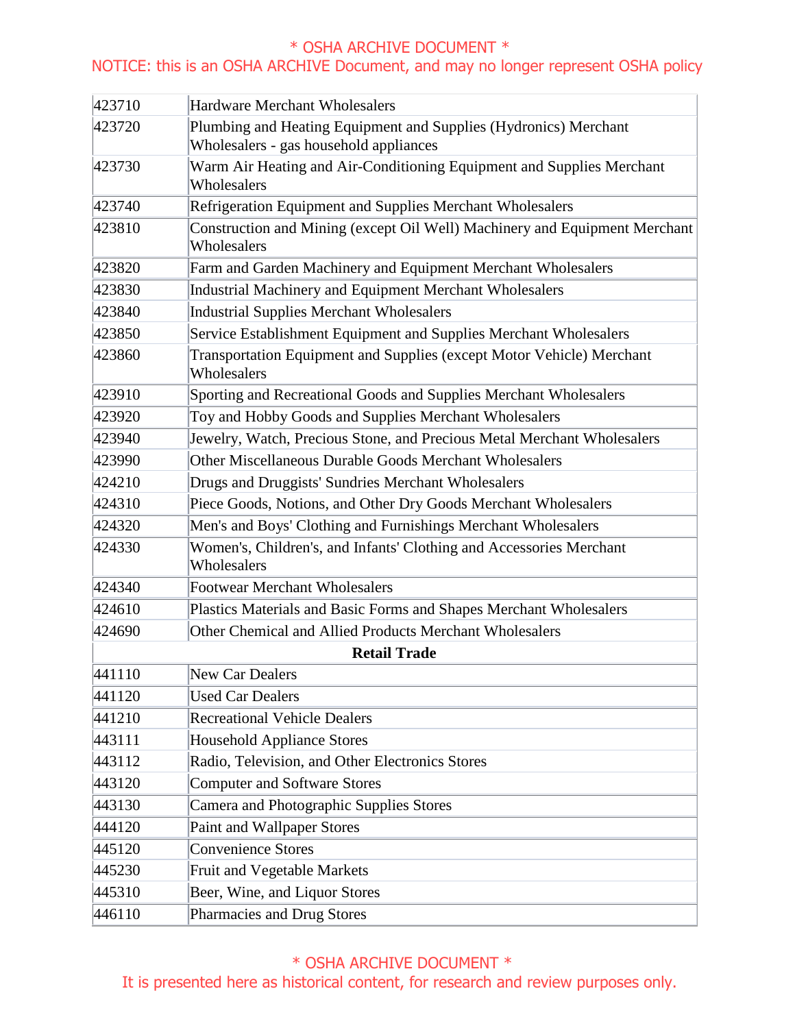| | |
|---|---|
| 423710 | Hardware Merchant Wholesalers |
| 423720 | Plumbing and Heating Equipment and Supplies (Hydronics) Merchant Wholesalers - gas household appliances |
| 423730 | Warm Air Heating and Air-Conditioning Equipment and Supplies Merchant Wholesalers |
| 423740 | Refrigeration Equipment and Supplies Merchant Wholesalers |
| 423810 | Construction and Mining (except Oil Well) Machinery and Equipment Merchant Wholesalers |
| 423820 | Farm and Garden Machinery and Equipment Merchant Wholesalers |
| 423830 | Industrial Machinery and Equipment Merchant Wholesalers |
| 423840 | Industrial Supplies Merchant Wholesalers |
| 423850 | Service Establishment Equipment and Supplies Merchant Wholesalers |
| 423860 | Transportation Equipment and Supplies (except Motor Vehicle) Merchant Wholesalers |
| 423910 | Sporting and Recreational Goods and Supplies Merchant Wholesalers |
| 423920 | Toy and Hobby Goods and Supplies Merchant Wholesalers |
| 423940 | Jewelry, Watch, Precious Stone, and Precious Metal Merchant Wholesalers |
| 423990 | Other Miscellaneous Durable Goods Merchant Wholesalers |
| 424210 | Drugs and Druggists' Sundries Merchant Wholesalers |
| 424310 | Piece Goods, Notions, and Other Dry Goods Merchant Wholesalers |
| 424320 | Men's and Boys' Clothing and Furnishings Merchant Wholesalers |
| 424330 | Women's, Children's, and Infants' Clothing and Accessories Merchant Wholesalers |
| 424340 | Footwear Merchant Wholesalers |
| 424610 | Plastics Materials and Basic Forms and Shapes Merchant Wholesalers |
| 424690 | Other Chemical and Allied Products Merchant Wholesalers |
| **Retail Trade** | |
| 441110 | New Car Dealers |
| 441120 | Used Car Dealers |
| 441210 | Recreational Vehicle Dealers |
| 443111 | Household Appliance Stores |
| 443112 | Radio, Television, and Other Electronics Stores |
| 443120 | Computer and Software Stores |
| 443130 | Camera and Photographic Supplies Stores |
| 444120 | Paint and Wallpaper Stores |
| 445120 | Convenience Stores |
| 445230 | Fruit and Vegetable Markets |
| 445310 | Beer, Wine, and Liquor Stores |
| 446110 | Pharmacies and Drug Stores |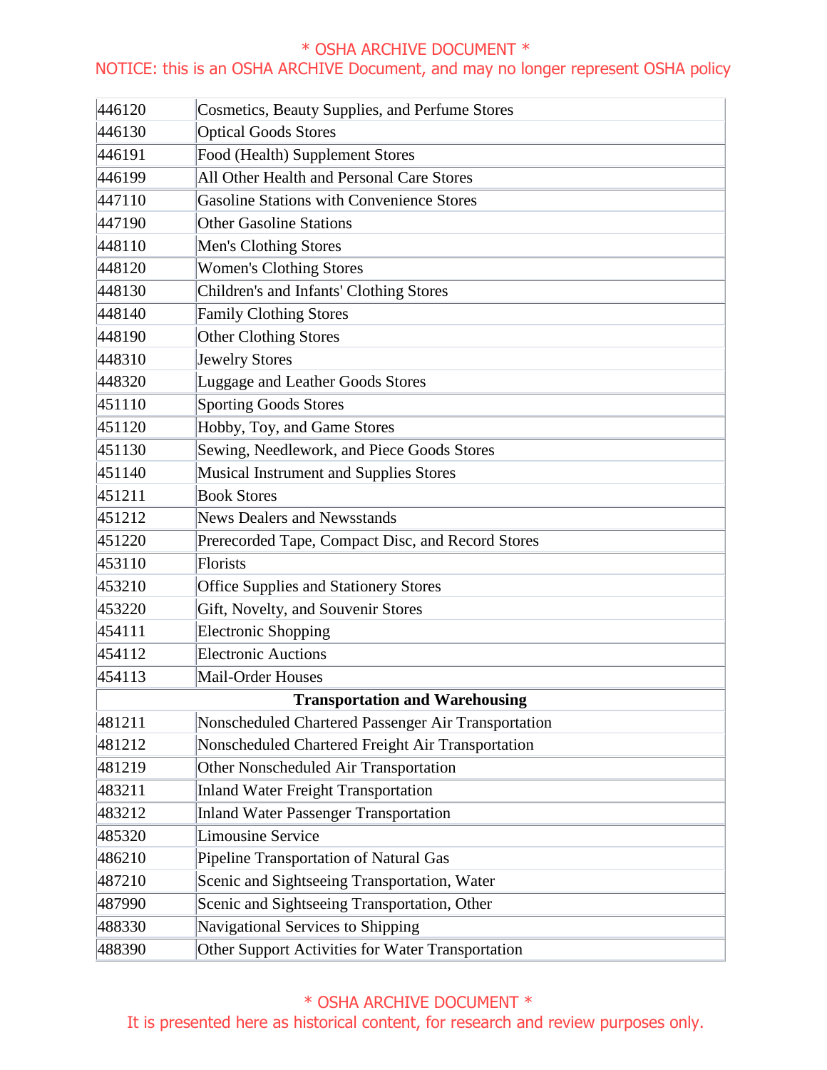| | |
|---|---|
| 446120 | Cosmetics, Beauty Supplies, and Perfume Stores |
| 446130 | Optical Goods Stores |
| 446191 | Food (Health) Supplement Stores |
| 446199 | All Other Health and Personal Care Stores |
| 447110 | Gasoline Stations with Convenience Stores |
| 447190 | Other Gasoline Stations |
| 448110 | Men's Clothing Stores |
| 448120 | Women's Clothing Stores |
| 448130 | Children's and Infants' Clothing Stores |
| 448140 | Family Clothing Stores |
| 448190 | Other Clothing Stores |
| 448310 | Jewelry Stores |
| 448320 | Luggage and Leather Goods Stores |
| 451110 | Sporting Goods Stores |
| 451120 | Hobby, Toy, and Game Stores |
| 451130 | Sewing, Needlework, and Piece Goods Stores |
| 451140 | Musical Instrument and Supplies Stores |
| 451211 | Book Stores |
| 451212 | News Dealers and Newsstands |
| 451220 | Prerecorded Tape, Compact Disc, and Record Stores |
| 453110 | Florists |
| 453210 | Office Supplies and Stationery Stores |
| 453220 | Gift, Novelty, and Souvenir Stores |
| 454111 | Electronic Shopping |
| 454112 | Electronic Auctions |
| 454113 | Mail-Order Houses |
| **Transportation and Warehousing** | |
| 481211 | Nonscheduled Chartered Passenger Air Transportation |
| 481212 | Nonscheduled Chartered Freight Air Transportation |
| 481219 | Other Nonscheduled Air Transportation |
| 483211 | Inland Water Freight Transportation |
| 483212 | Inland Water Passenger Transportation |
| 485320 | Limousine Service |
| 486210 | Pipeline Transportation of Natural Gas |
| 487210 | Scenic and Sightseeing Transportation, Water |
| 487990 | Scenic and Sightseeing Transportation, Other |
| 488330 | Navigational Services to Shipping |
| 488390 | Other Support Activities for Water Transportation |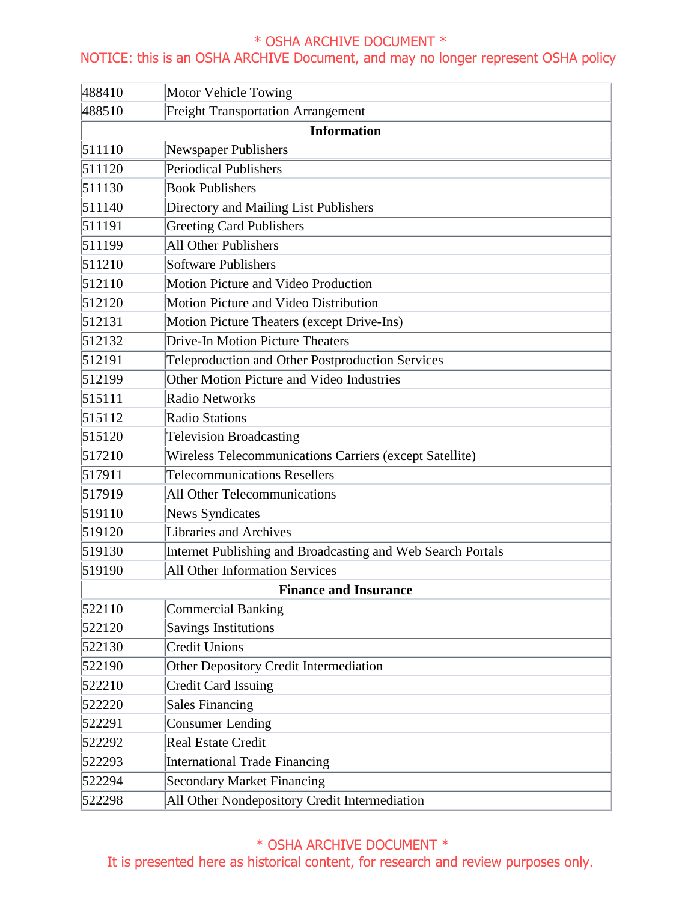| 488410 | Motor Vehicle Towing |
|---|---|
| 488510 | Freight Transportation Arrangement |
| **Information** | |
| 511110 | Newspaper Publishers |
| 511120 | Periodical Publishers |
| 511130 | Book Publishers |
| 511140 | Directory and Mailing List Publishers |
| 511191 | Greeting Card Publishers |
| 511199 | All Other Publishers |
| 511210 | Software Publishers |
| 512110 | Motion Picture and Video Production |
| 512120 | Motion Picture and Video Distribution |
| 512131 | Motion Picture Theaters (except Drive-Ins) |
| 512132 | Drive-In Motion Picture Theaters |
| 512191 | Teleproduction and Other Postproduction Services |
| 512199 | Other Motion Picture and Video Industries |
| 515111 | Radio Networks |
| 515112 | Radio Stations |
| 515120 | Television Broadcasting |
| 517210 | Wireless Telecommunications Carriers (except Satellite) |
| 517911 | Telecommunications Resellers |
| 517919 | All Other Telecommunications |
| 519110 | News Syndicates |
| 519120 | Libraries and Archives |
| 519130 | Internet Publishing and Broadcasting and Web Search Portals |
| 519190 | All Other Information Services |
| **Finance and Insurance** | |
| 522110 | Commercial Banking |
| 522120 | Savings Institutions |
| 522130 | Credit Unions |
| 522190 | Other Depository Credit Intermediation |
| 522210 | Credit Card Issuing |
| 522220 | Sales Financing |
| 522291 | Consumer Lending |
| 522292 | Real Estate Credit |
| 522293 | International Trade Financing |
| 522294 | Secondary Market Financing |
| 522298 | All Other Nondepository Credit Intermediation |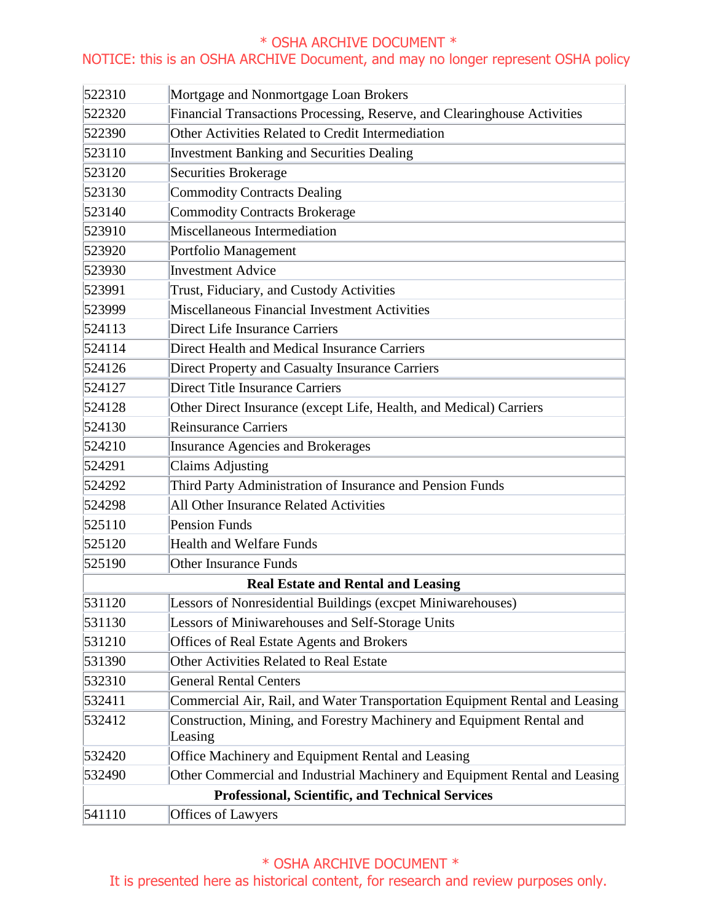| | |
|---|---|
| 522310 | Mortgage and Nonmortgage Loan Brokers |
| 522320 | Financial Transactions Processing, Reserve, and Clearinghouse Activities |
| 522390 | Other Activities Related to Credit Intermediation |
| 523110 | Investment Banking and Securities Dealing |
| 523120 | Securities Brokerage |
| 523130 | Commodity Contracts Dealing |
| 523140 | Commodity Contracts Brokerage |
| 523910 | Miscellaneous Intermediation |
| 523920 | Portfolio Management |
| 523930 | Investment Advice |
| 523991 | Trust, Fiduciary, and Custody Activities |
| 523999 | Miscellaneous Financial Investment Activities |
| 524113 | Direct Life Insurance Carriers |
| 524114 | Direct Health and Medical Insurance Carriers |
| 524126 | Direct Property and Casualty Insurance Carriers |
| 524127 | Direct Title Insurance Carriers |
| 524128 | Other Direct Insurance (except Life, Health, and Medical) Carriers |
| 524130 | Reinsurance Carriers |
| 524210 | Insurance Agencies and Brokerages |
| 524291 | Claims Adjusting |
| 524292 | Third Party Administration of Insurance and Pension Funds |
| 524298 | All Other Insurance Related Activities |
| 525110 | Pension Funds |
| 525120 | Health and Welfare Funds |
| 525190 | Other Insurance Funds |
| **Real Estate and Rental and Leasing** | |
| 531120 | Lessors of Nonresidential Buildings (excpet Miniwarehouses) |
| 531130 | Lessors of Miniwarehouses and Self-Storage Units |
| 531210 | Offices of Real Estate Agents and Brokers |
| 531390 | Other Activities Related to Real Estate |
| 532310 | General Rental Centers |
| 532411 | Commercial Air, Rail, and Water Transportation Equipment Rental and Leasing |
| 532412 | Construction, Mining, and Forestry Machinery and Equipment Rental and Leasing |
| 532420 | Office Machinery and Equipment Rental and Leasing |
| 532490 | Other Commercial and Industrial Machinery and Equipment Rental and Leasing |
| **Professional, Scientific, and Technical Services** | |
| 541110 | Offices of Lawyers |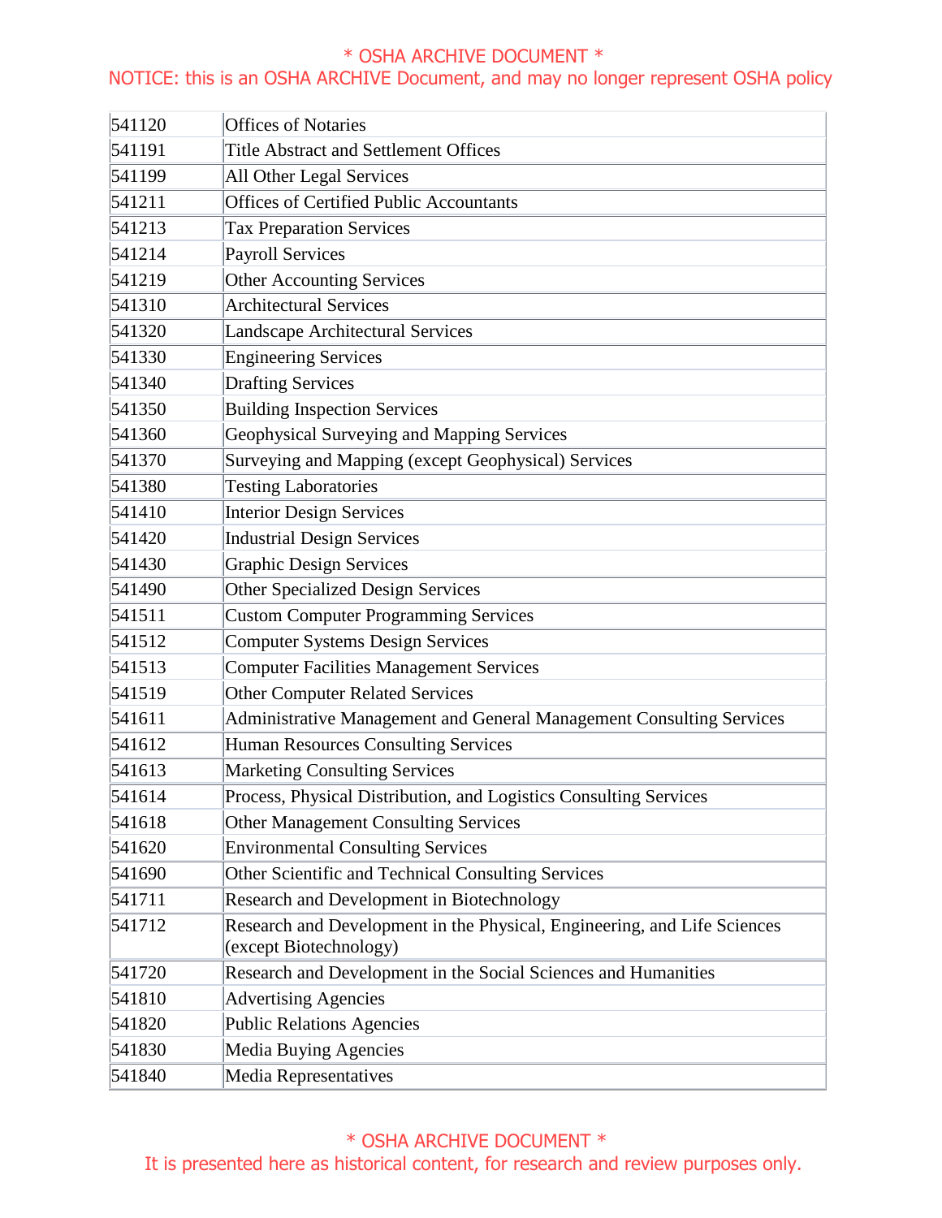| 541120 | Offices of Notaries |
|---|---|
| 541191 | Title Abstract and Settlement Offices |
| 541199 | All Other Legal Services |
| 541211 | Offices of Certified Public Accountants |
| 541213 | Tax Preparation Services |
| 541214 | Payroll Services |
| 541219 | Other Accounting Services |
| 541310 | Architectural Services |
| 541320 | Landscape Architectural Services |
| 541330 | Engineering Services |
| 541340 | Drafting Services |
| 541350 | Building Inspection Services |
| 541360 | Geophysical Surveying and Mapping Services |
| 541370 | Surveying and Mapping (except Geophysical) Services |
| 541380 | Testing Laboratories |
| 541410 | Interior Design Services |
| 541420 | Industrial Design Services |
| 541430 | Graphic Design Services |
| 541490 | Other Specialized Design Services |
| 541511 | Custom Computer Programming Services |
| 541512 | Computer Systems Design Services |
| 541513 | Computer Facilities Management Services |
| 541519 | Other Computer Related Services |
| 541611 | Administrative Management and General Management Consulting Services |
| 541612 | Human Resources Consulting Services |
| 541613 | Marketing Consulting Services |
| 541614 | Process, Physical Distribution, and Logistics Consulting Services |
| 541618 | Other Management Consulting Services |
| 541620 | Environmental Consulting Services |
| 541690 | Other Scientific and Technical Consulting Services |
| 541711 | Research and Development in Biotechnology |
| 541712 | Research and Development in the Physical, Engineering, and Life Sciences (except Biotechnology) |
| 541720 | Research and Development in the Social Sciences and Humanities |
| 541810 | Advertising Agencies |
| 541820 | Public Relations Agencies |
| 541830 | Media Buying Agencies |
| 541840 | Media Representatives |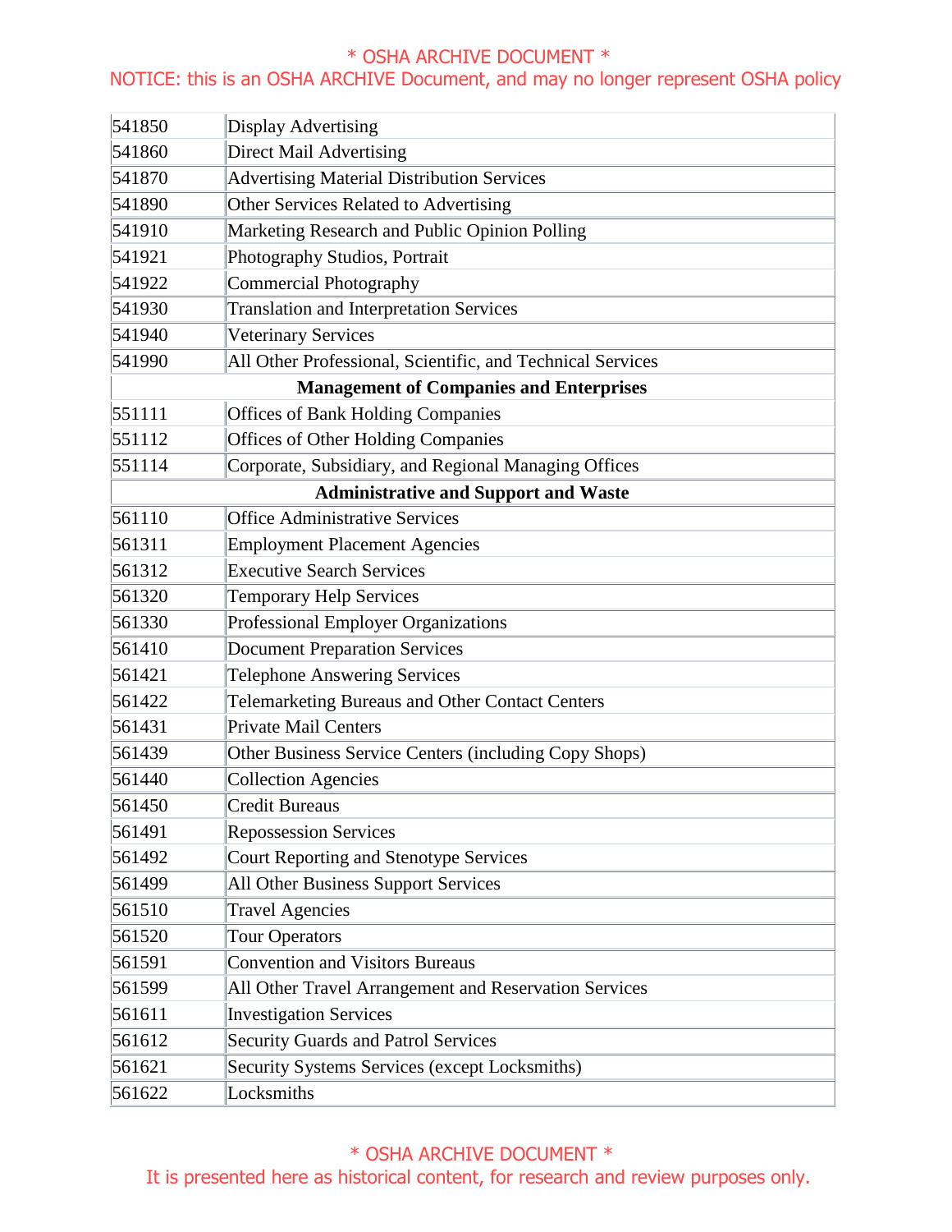| | |
|---|---|
| 541850 | Display Advertising |
| 541860 | Direct Mail Advertising |
| 541870 | Advertising Material Distribution Services |
| 541890 | Other Services Related to Advertising |
| 541910 | Marketing Research and Public Opinion Polling |
| 541921 | Photography Studios, Portrait |
| 541922 | Commercial Photography |
| 541930 | Translation and Interpretation Services |
| 541940 | Veterinary Services |
| 541990 | All Other Professional, Scientific, and Technical Services |
| **Management of Companies and Enterprises** | |
| 551111 | Offices of Bank Holding Companies |
| 551112 | Offices of Other Holding Companies |
| 551114 | Corporate, Subsidiary, and Regional Managing Offices |
| **Administrative and Support and Waste** | |
| 561110 | Office Administrative Services |
| 561311 | Employment Placement Agencies |
| 561312 | Executive Search Services |
| 561320 | Temporary Help Services |
| 561330 | Professional Employer Organizations |
| 561410 | Document Preparation Services |
| 561421 | Telephone Answering Services |
| 561422 | Telemarketing Bureaus and Other Contact Centers |
| 561431 | Private Mail Centers |
| 561439 | Other Business Service Centers (including Copy Shops) |
| 561440 | Collection Agencies |
| 561450 | Credit Bureaus |
| 561491 | Repossession Services |
| 561492 | Court Reporting and Stenotype Services |
| 561499 | All Other Business Support Services |
| 561510 | Travel Agencies |
| 561520 | Tour Operators |
| 561591 | Convention and Visitors Bureaus |
| 561599 | All Other Travel Arrangement and Reservation Services |
| 561611 | Investigation Services |
| 561612 | Security Guards and Patrol Services |
| 561621 | Security Systems Services (except Locksmiths) |
| 561622 | Locksmiths |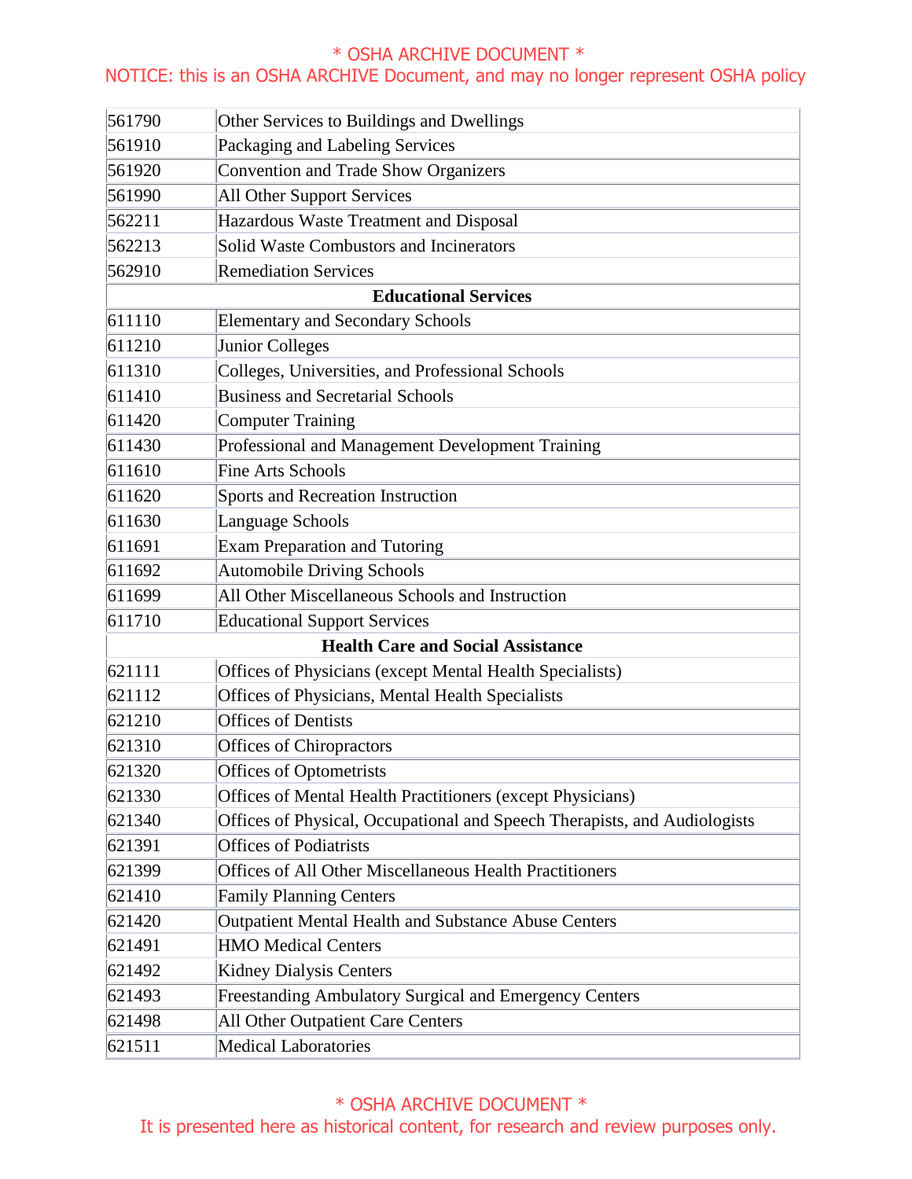| | |
|---|---|
| 561790 | Other Services to Buildings and Dwellings |
| 561910 | Packaging and Labeling Services |
| 561920 | Convention and Trade Show Organizers |
| 561990 | All Other Support Services |
| 562211 | Hazardous Waste Treatment and Disposal |
| 562213 | Solid Waste Combustors and Incinerators |
| 562910 | Remediation Services |
| **Educational Services** | |
| 611110 | Elementary and Secondary Schools |
| 611210 | Junior Colleges |
| 611310 | Colleges, Universities, and Professional Schools |
| 611410 | Business and Secretarial Schools |
| 611420 | Computer Training |
| 611430 | Professional and Management Development Training |
| 611610 | Fine Arts Schools |
| 611620 | Sports and Recreation Instruction |
| 611630 | Language Schools |
| 611691 | Exam Preparation and Tutoring |
| 611692 | Automobile Driving Schools |
| 611699 | All Other Miscellaneous Schools and Instruction |
| 611710 | Educational Support Services |
| **Health Care and Social Assistance** | |
| 621111 | Offices of Physicians (except Mental Health Specialists) |
| 621112 | Offices of Physicians, Mental Health Specialists |
| 621210 | Offices of Dentists |
| 621310 | Offices of Chiropractors |
| 621320 | Offices of Optometrists |
| 621330 | Offices of Mental Health Practitioners (except Physicians) |
| 621340 | Offices of Physical, Occupational and Speech Therapists, and Audiologists |
| 621391 | Offices of Podiatrists |
| 621399 | Offices of All Other Miscellaneous Health Practitioners |
| 621410 | Family Planning Centers |
| 621420 | Outpatient Mental Health and Substance Abuse Centers |
| 621491 | HMO Medical Centers |
| 621492 | Kidney Dialysis Centers |
| 621493 | Freestanding Ambulatory Surgical and Emergency Centers |
| 621498 | All Other Outpatient Care Centers |
| 621511 | Medical Laboratories |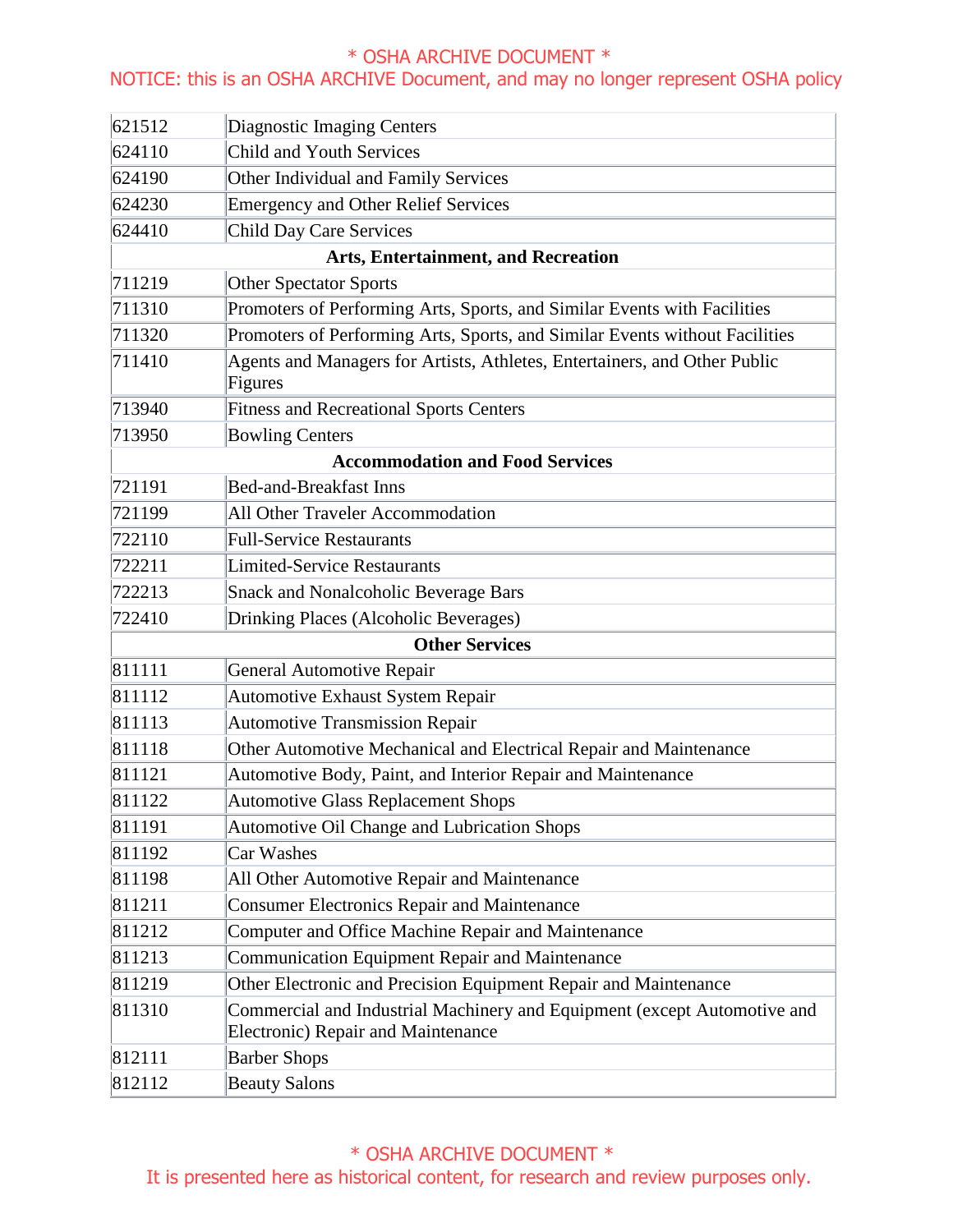| | |
|---|---|
| 621512 | Diagnostic Imaging Centers |
| 624110 | Child and Youth Services |
| 624190 | Other Individual and Family Services |
| 624230 | Emergency and Other Relief Services |
| 624410 | Child Day Care Services |
| **Arts, Entertainment, and Recreation** | |
| 711219 | Other Spectator Sports |
| 711310 | Promoters of Performing Arts, Sports, and Similar Events with Facilities |
| 711320 | Promoters of Performing Arts, Sports, and Similar Events without Facilities |
| 711410 | Agents and Managers for Artists, Athletes, Entertainers, and Other Public Figures |
| 713940 | Fitness and Recreational Sports Centers |
| 713950 | Bowling Centers |
| **Accommodation and Food Services** | |
| 721191 | Bed-and-Breakfast Inns |
| 721199 | All Other Traveler Accommodation |
| 722110 | Full-Service Restaurants |
| 722211 | Limited-Service Restaurants |
| 722213 | Snack and Nonalcoholic Beverage Bars |
| 722410 | Drinking Places (Alcoholic Beverages) |
| **Other Services** | |
| 811111 | General Automotive Repair |
| 811112 | Automotive Exhaust System Repair |
| 811113 | Automotive Transmission Repair |
| 811118 | Other Automotive Mechanical and Electrical Repair and Maintenance |
| 811121 | Automotive Body, Paint, and Interior Repair and Maintenance |
| 811122 | Automotive Glass Replacement Shops |
| 811191 | Automotive Oil Change and Lubrication Shops |
| 811192 | Car Washes |
| 811198 | All Other Automotive Repair and Maintenance |
| 811211 | Consumer Electronics Repair and Maintenance |
| 811212 | Computer and Office Machine Repair and Maintenance |
| 811213 | Communication Equipment Repair and Maintenance |
| 811219 | Other Electronic and Precision Equipment Repair and Maintenance |
| 811310 | Commercial and Industrial Machinery and Equipment (except Automotive and Electronic) Repair and Maintenance |
| 812111 | Barber Shops |
| 812112 | Beauty Salons |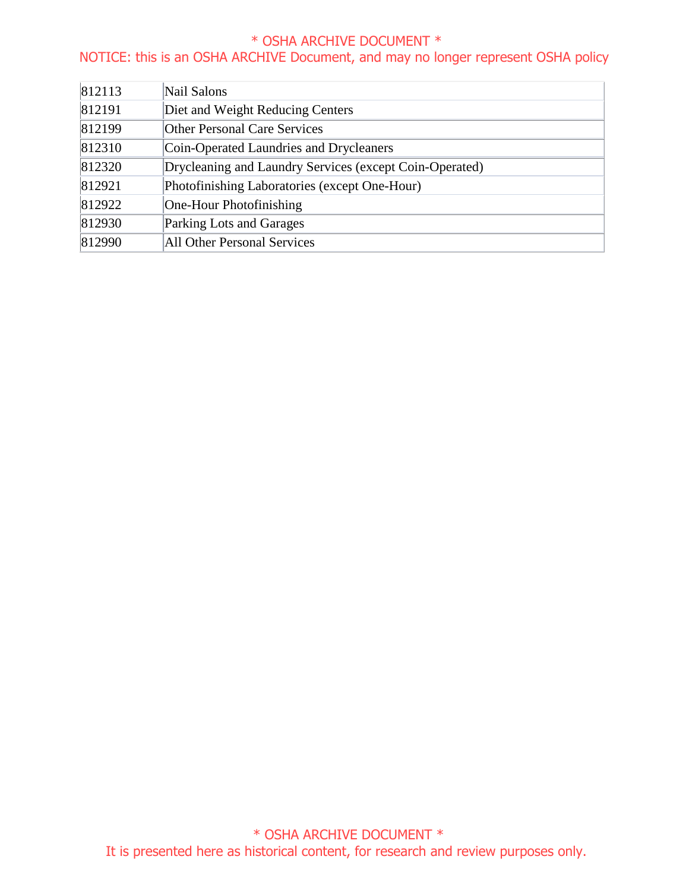| | |
|---|---|
| 812113 | Nail Salons |
| 812191 | Diet and Weight Reducing Centers |
| 812199 | Other Personal Care Services |
| 812310 | Coin-Operated Laundries and Drycleaners |
| 812320 | Drycleaning and Laundry Services (except Coin-Operated) |
| 812921 | Photofinishing Laboratories (except One-Hour) |
| 812922 | One-Hour Photofinishing |
| 812930 | Parking Lots and Garages |
| 812990 | All Other Personal Services |